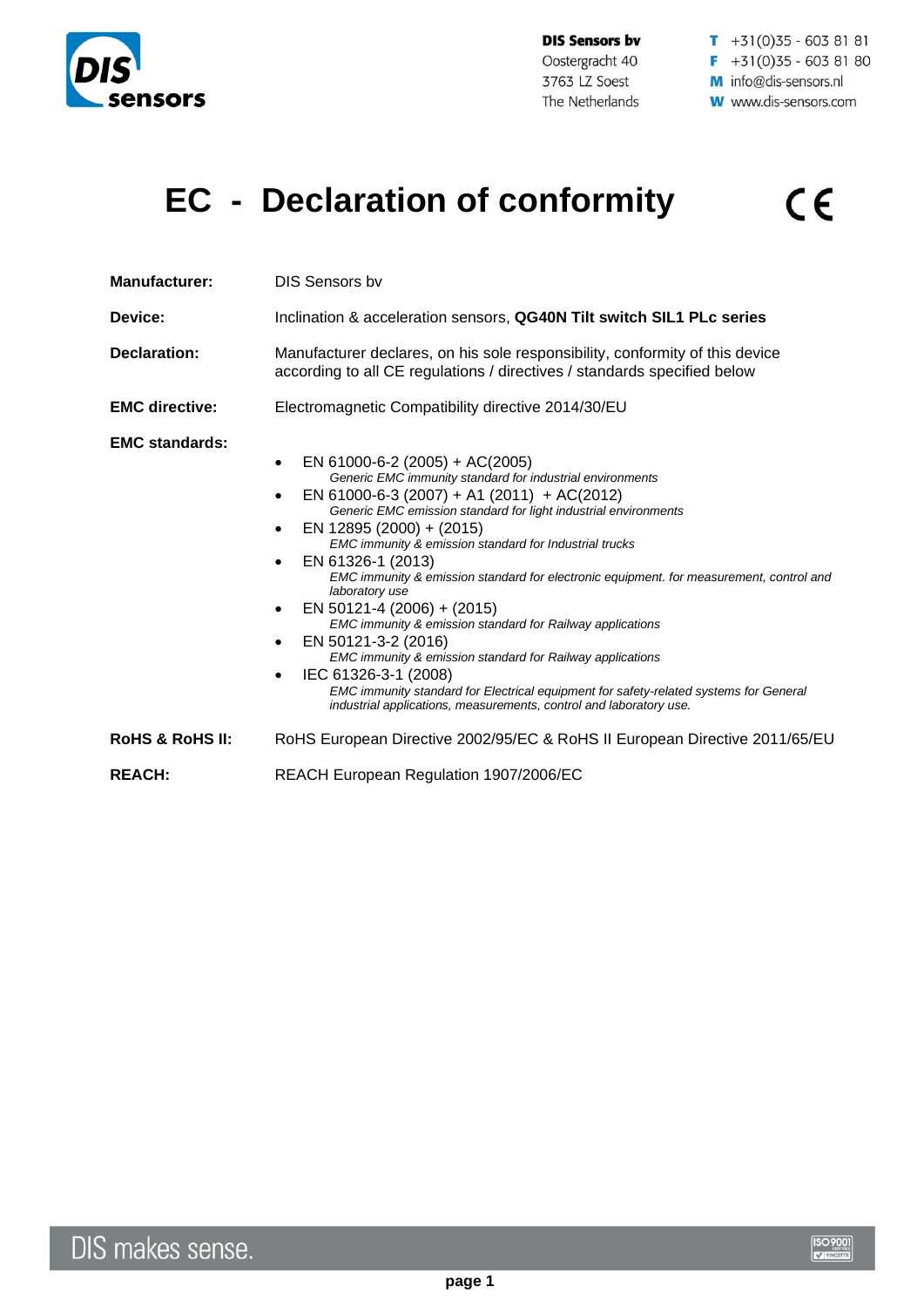**DIS Sensors bv**
Oostergracht 40
3763 LZ Soest
The Netherlands

**T** +31(0)35 - 603 81 81
**F** +31(0)35 - 603 81 80
**M** info@dis-sensors.nl
**W** www.dis-sensors.com

# EC - Declaration of conformity

CE

**Manufacturer:** DIS Sensors bv

**Device:** Inclination & acceleration sensors, **QG40N Tilt switch SIL1 PLc series**

**Declaration:** Manufacturer declares, on his sole responsibility, conformity of this device according to all CE regulations / directives / standards specified below

**EMC directive:** Electromagnetic Compatibility directive 2014/30/EU

**EMC standards:**

- EN 61000-6-2 (2005) + AC(2005)
  *Generic EMC immunity standard for industrial environments*
- EN 61000-6-3 (2007) + A1 (2011) + AC(2012)
  *Generic EMC emission standard for light industrial environments*
- EN 12895 (2000) + (2015)
  *EMC immunity & emission standard for Industrial trucks*
- EN 61326-1 (2013)
  *EMC immunity & emission standard for electronic equipment. for measurement, control and laboratory use*
- EN 50121-4 (2006) + (2015)
  *EMC immunity & emission standard for Railway applications*
- EN 50121-3-2 (2016)
  *EMC immunity & emission standard for Railway applications*
- IEC 61326-3-1 (2008)
  *EMC immunity standard for Electrical equipment for safety-related systems for General industrial applications, measurements, control and laboratory use.*

**RoHS & RoHS II:** RoHS European Directive 2002/95/EC & RoHS II European Directive 2011/65/EU

**REACH:** REACH European Regulation 1907/2006/EC

DIS makes sense.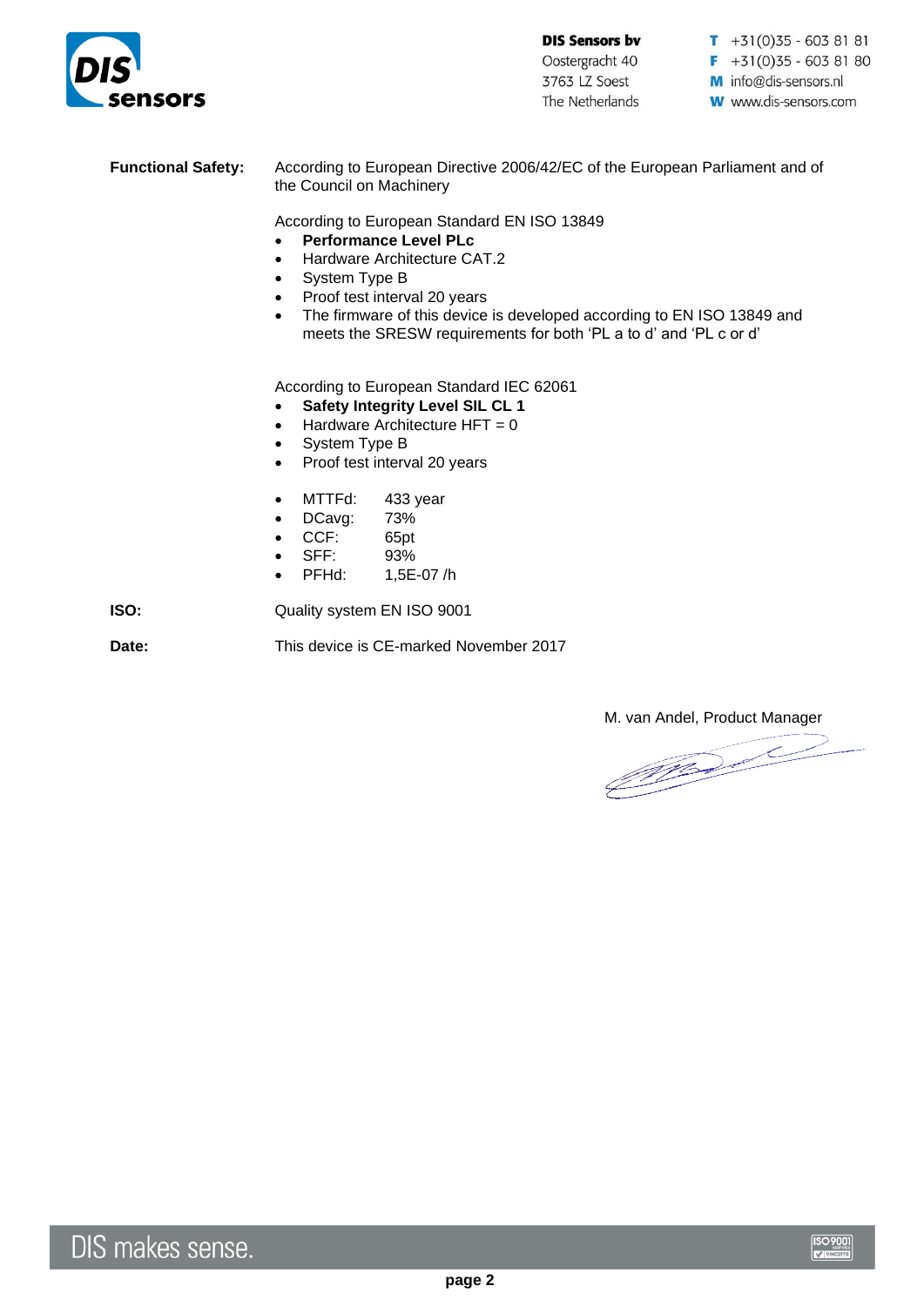**Functional Safety:** According to European Directive 2006/42/EC of the European Parliament and of the Council on Machinery

According to European Standard EN ISO 13849

- **Performance Level PLc**
- Hardware Architecture CAT.2
- System Type B
- Proof test interval 20 years
- The firmware of this device is developed according to EN ISO 13849 and meets the SRESW requirements for both 'PL a to d' and 'PL c or d'

According to European Standard IEC 62061

- **Safety Integrity Level SIL CL 1**
- Hardware Architecture HFT = 0
- System Type B
- Proof test interval 20 years

- MTTFd: 433 year
- DCavg: 73%
- CCF: 65pt
- SFF: 93%
- PFHd: 1,5E-07 /h

**ISO:** Quality system EN ISO 9001

**Date:** This device is CE-marked November 2017

M. van Andel, Product Manager